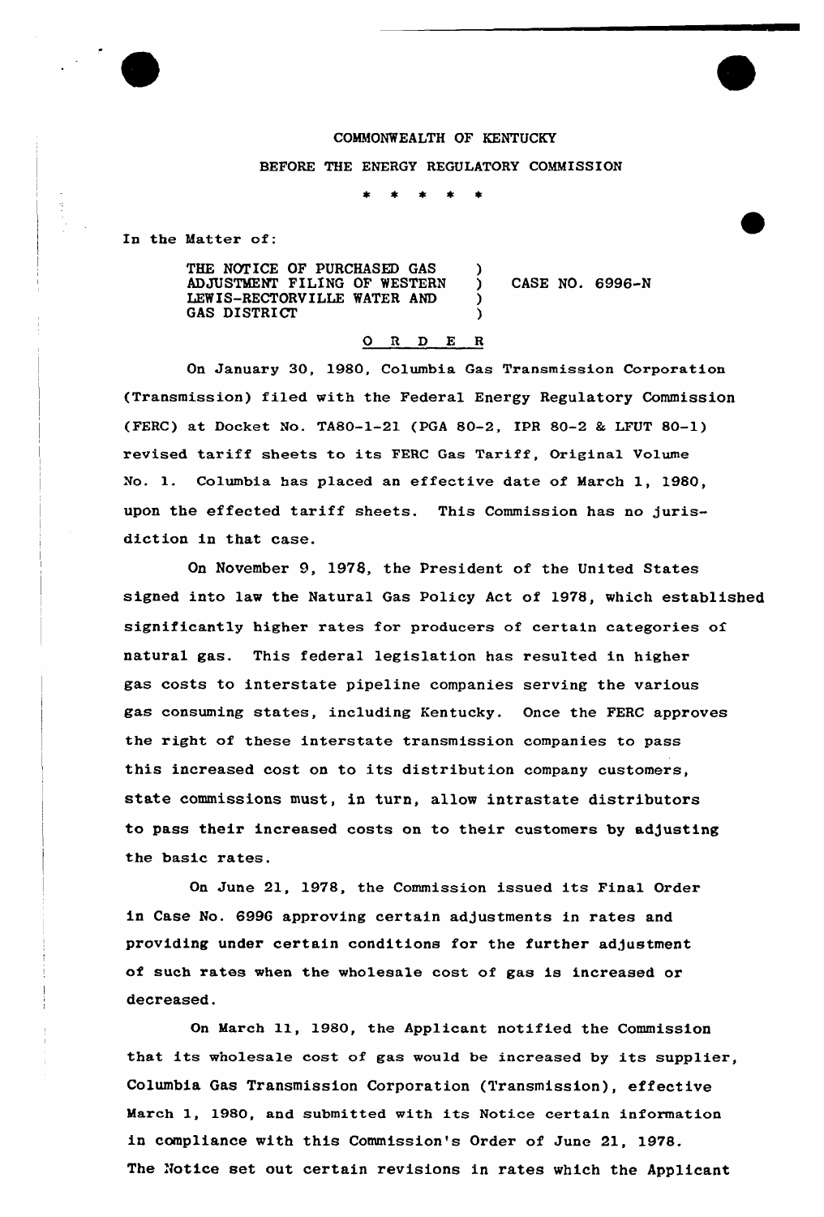COMMONWEALTH OF KENTUCKY

BEFORE THE ENERGY REGULATORY COMMISSION

\* \* \* \* \*

In the Matter of:

THE NOTICE OF PURCHASED GAS ADJUSTMENT FILING OF WESTERN LEWIS-RECTORVILLE WATER AND GAS DISTRICT ) CASE NO. 6996-N

## O R D E R

On January 30, 1980, Columbia Gas Transmission Corporation (Transmission) filed with the Federal Energy Regulatory Commission (FERC) at Docket No. TA80-1-21 (PGA 80-2, IPR 80-2 & LFUT 80-1) revised tariff sheets to its FERC Gas Tariff, Original Volume No. 1. Columbia has placed an effective date of March 1, 1980, upon the effected tariff sheets. This Commission has no jurisdiction in that case.

On November 9, 1978, the President of the United States signed into law the Natural Gas Policy Act of 1978, which established significantly higher rates for producers of certain categories of natural gas. This federal legislation has resulted in higher gas costs to interstate pipeline companies serving the various gas consuming states, including Kentucky. Once the FERC approves the right of these interstate transmission companies to pass this increased cost on to its distribution company customers, state commissions must, in turn, allow intrastate distributors to pass their increased costs on to their customers by adjusting the basic rates.

On June 21, 1978, the Commission issued its Final Order in Case No. 6996 approving certain adjustments in rates and providing under certain conditions for the further adjustment of such rates when the wholesale cost of gas is increased or decreased.

On March 11, 1980, the Applicant notified the Commission that its wholesale cost of gas would be increased by its supplier, Columbia Gas Transmission Corporation (Transmission), effective March 1, 1980, and submitted with its Notice certain information in compliance with this Commission's Order of June 21, 1978. The Notice set out certain revisions in rates which the Applicant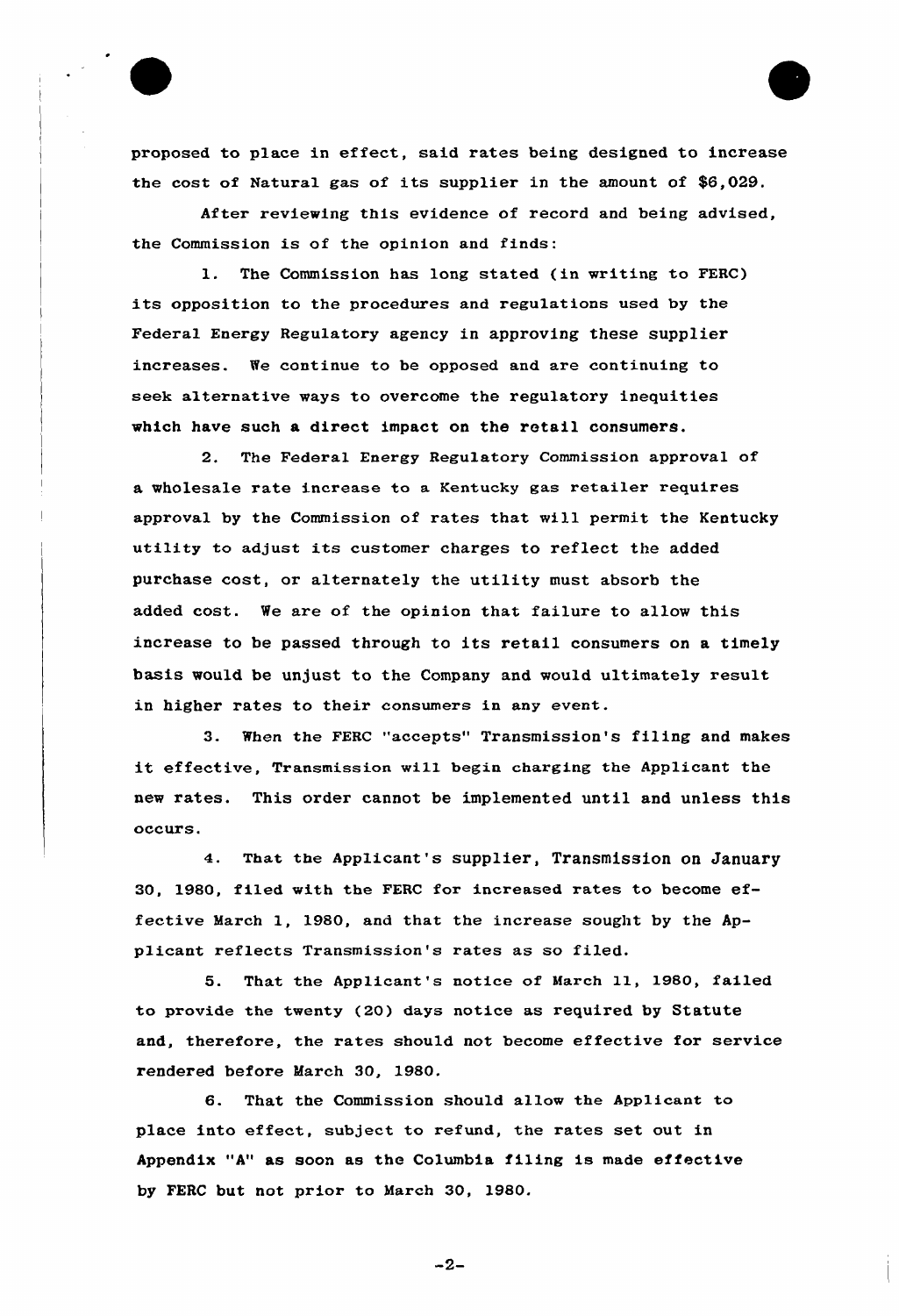proposed to place in effect, said rates being designed to increase the cost of Natural gas of its supplier in the amount of $6,029.

After reviewing this evidence of record and being advised, the Commission is of the opinion and finds:

1. The Commission has long stated (in writing to FERC) its opposition to the procedures and regulations used by the Federal Energy Regulatory agency in approving these supplier increases. We continue to be opposed and are continuing to seek alternative ways to overcome the regulatory inequities which have such a direct impact on the retail consumers.

2. The Federal Energy Regulatory Commission approval of a wholesale rate increase to a Kentucky gas retailer requires approval by the Commission of rates that will permit the Kentucky utility to adjust its customer charges to reflect the added purchase cost, or alternately the utility must absorb the added cost. We are of the opinion that failure to allow this increase to be passed through to its retail consumers on a timely basis would be unjust to the Company and would ultimately result in higher rates to their consumers in any event.

3. When the FERC "accepts" Transmission's filing and makes it effective, Transmission will begin charging the Applicant the new rates. This order cannot be implemented until and unless this occurs.

4. That the Applicant's supplier, Transmission on January 30, 1980, filed with the FERC for increased rates to become effective March 1, 1980, and that the increase sought by the Applicant reflects Transmission's rates as so filed.

5. That the Applicant's notice of March 11, 1980, failed to provide the twenty (20) days notice as required by Statute and, therefore, the rates should not become effective for service rendered before March 30, 1980.

6. That the Commission should allow the Applicant to place into effect, subject to refund, the rates set out in Appendix "A" as soon as the Columbia filing is made effective by FERC but not prior to March 30, 1980.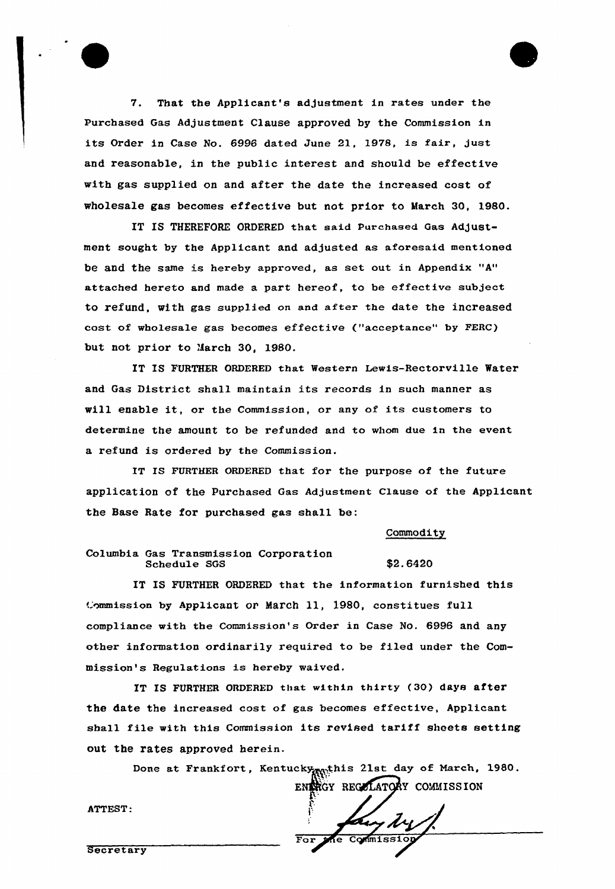7. That the Applicant's adjustment in rates under the Purchased Gas Adjustment Clause approved by the Commission in its Order in Case No. 6996 dated June 21, 1978, is fair, just and reasonable, in the public interest and should be effective with gas supplied on and after the date the increased cost of wholesale gas becomes effective but not prior to March 30, 1980.

IT IS THEREFORE ORDERED that said Purchased Gas Adjustment sought by the Applicant and adjusted as aforesaid mentioned be and the same is hereby approved, as set out in Appendix "A" attached hereto and made a part hereof, to be effective subject to refund, with gas supplied on and after the date the increased cost of wholesale gas becomes effective ("acceptance" by FERC) but not prior to March 30, 1980.

IT IS FURTHER ORDERED that Western Lewis-Rectorville Water and Gas District shall maintain its records in such manner as will enable it, or the Commission, or any of its customers to determine the amount to be refunded and to whom due in the event a refund is ordered by the Commission.

IT IS FURTHER ORDERED that for the purpose of the future application of the Purchased Gas Adjustment Clause of the Applicant the Base Rate for purchased gas shall be:

| | Commodity |
|---|---|
| Columbia Gas Transmission Corporation Schedule SGS | \$2.6420 |

IT IS FURTHER ORDERED that the information furnished this Commission by Applicant on March 11, 1980, constitues full compliance with the Commission's Order in Case No. 6996 and any other information ordinarily required to be filed under the Commission's Regulations is hereby waived.

IT IS FURTHER ORDERED that within thirty (30) days after the date the increased cost of gas becomes effective, Applicant shall file with this Commission its revised tariff sheets setting out the rates approved herein.

Done at Frankfort, Kentucky, this 21st day of March, 1980.

ENERGY REGULATORY COMMISSION

For the Commission

ATTEST:

Secretary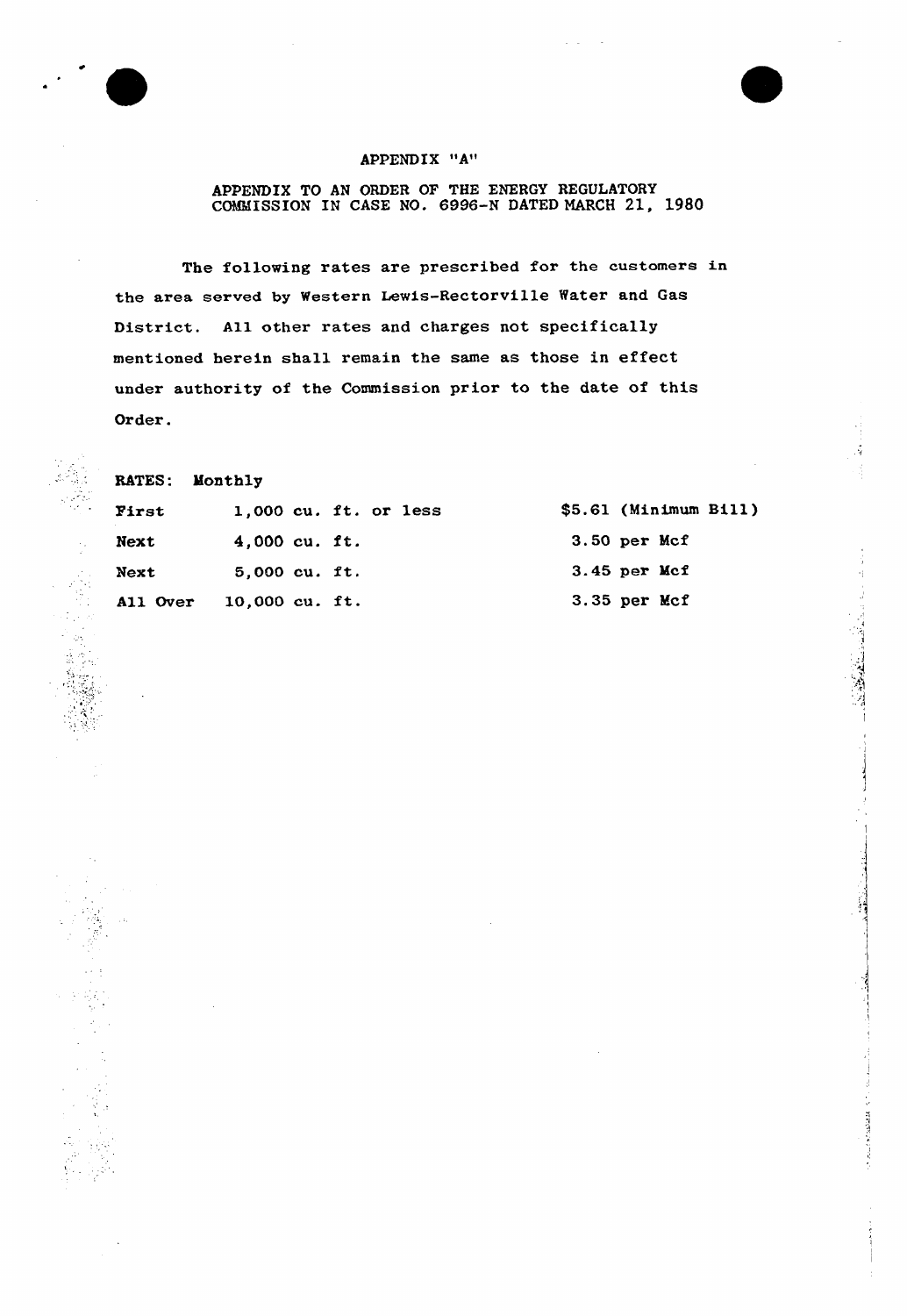# APPENDIX "A"

APPENDIX TO AN ORDER OF THE ENERGY REGULATORY COMMISSION IN CASE NO. 6996-N DATED MARCH 21, 1980

The following rates are prescribed for the customers in the area served by Western Lewis-Rectorville Water and Gas District. All other rates and charges not specifically mentioned herein shall remain the same as those in effect under authority of the Commission prior to the date of this Order.

RATES: Monthly

| | | |
|---|---|---|
| First | 1,000 cu. ft. or less | $5.61 (Minimum Bill) |
| Next | 4,000 cu. ft. | 3.50 per Mcf |
| Next | 5,000 cu. ft. | 3.45 per Mcf |
| All Over | 10,000 cu. ft. | 3.35 per Mcf |